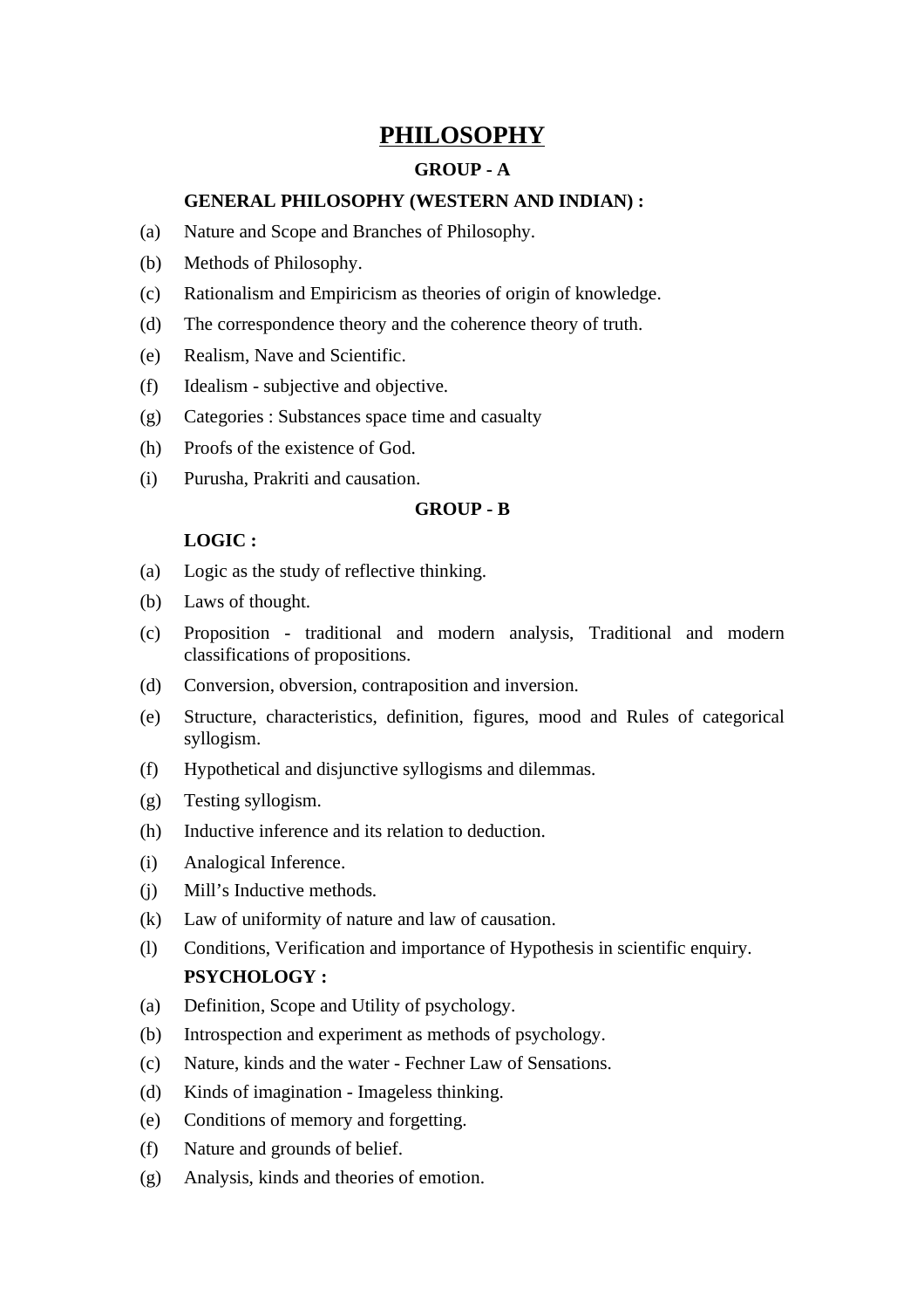# PHILOSOPHY

## GROUP - A

### GENERAL PHILOSOPHY (WESTERN AND INDIAN) :

(a) Nature and Scope and Branches of Philosophy.

(b) Methods of Philosophy.

(c) Rationalism and Empiricism as theories of origin of knowledge.

(d) The correspondence theory and the coherence theory of truth.

(e) Realism, Nave and Scientific.

(f) Idealism - subjective and objective.

(g) Categories : Substances space time and casualty

(h) Proofs of the existence of God.

(i) Purusha, Prakriti and causation.

## GROUP - B

### LOGIC :

(a) Logic as the study of reflective thinking.

(b) Laws of thought.

(c) Proposition - traditional and modern analysis, Traditional and modern classifications of propositions.

(d) Conversion, obversion, contraposition and inversion.

(e) Structure, characteristics, definition, figures, mood and Rules of categorical syllogism.

(f) Hypothetical and disjunctive syllogisms and dilemmas.

(g) Testing syllogism.

(h) Inductive inference and its relation to deduction.

(i) Analogical Inference.

(j) Mill's Inductive methods.

(k) Law of uniformity of nature and law of causation.

(l) Conditions, Verification and importance of Hypothesis in scientific enquiry.

### PSYCHOLOGY :

(a) Definition, Scope and Utility of psychology.

(b) Introspection and experiment as methods of psychology.

(c) Nature, kinds and the water - Fechner Law of Sensations.

(d) Kinds of imagination - Imageless thinking.

(e) Conditions of memory and forgetting.

(f) Nature and grounds of belief.

(g) Analysis, kinds and theories of emotion.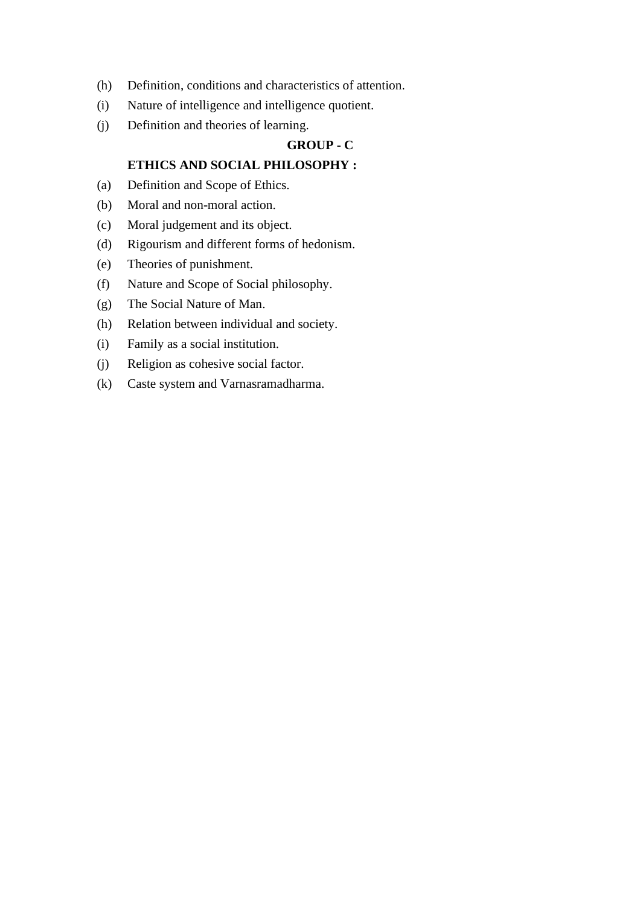(h) Definition, conditions and characteristics of attention.

(i) Nature of intelligence and intelligence quotient.

(j) Definition and theories of learning.

## GROUP - C

### ETHICS AND SOCIAL PHILOSOPHY :

(a) Definition and Scope of Ethics.

(b) Moral and non-moral action.

(c) Moral judgement and its object.

(d) Rigourism and different forms of hedonism.

(e) Theories of punishment.

(f) Nature and Scope of Social philosophy.

(g) The Social Nature of Man.

(h) Relation between individual and society.

(i) Family as a social institution.

(j) Religion as cohesive social factor.

(k) Caste system and Varnasramadharma.